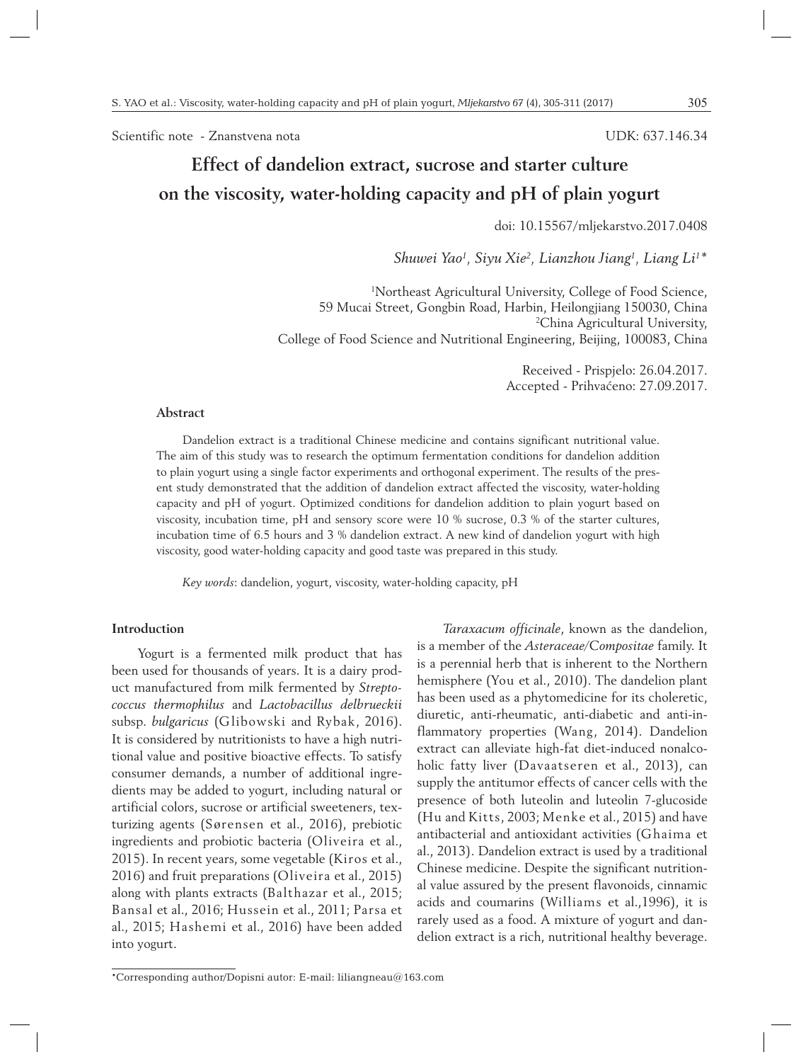Scientific note - Znanstvena nota

UDK: 637.146.34

# Effect of dandelion extract, sucrose and starter culture on the viscosity, water-holding capacity and pH of plain yogurt

doi: 10.15567/mljekarstvo.2017.0408

*Shuwei Yao[1], Siyu Xie[2], Lianzhou Jiang[1], Liang Li[1]\**

[1]Northeast Agricultural University, College of Food Science, 59 Mucai Street, Gongbin Road, Harbin, Heilongjiang 150030, China
[2]China Agricultural University, College of Food Science and Nutritional Engineering, Beijing, 100083, China

Received - Prispjelo: 26.04.2017.
Accepted - Prihvaćeno: 27.09.2017.

## Abstract

Dandelion extract is a traditional Chinese medicine and contains significant nutritional value. The aim of this study was to research the optimum fermentation conditions for dandelion addition to plain yogurt using a single factor experiments and orthogonal experiment. The results of the present study demonstrated that the addition of dandelion extract affected the viscosity, water-holding capacity and pH of yogurt. Optimized conditions for dandelion addition to plain yogurt based on viscosity, incubation time, pH and sensory score were 10 % sucrose, 0.3 % of the starter cultures, incubation time of 6.5 hours and 3 % dandelion extract. A new kind of dandelion yogurt with high viscosity, good water-holding capacity and good taste was prepared in this study.

*Key words*: dandelion, yogurt, viscosity, water-holding capacity, pH

## Introduction

Yogurt is a fermented milk product that has been used for thousands of years. It is a dairy product manufactured from milk fermented by *Streptococcus thermophilus* and *Lactobacillus delbrueckii* subsp. *bulgaricus* (Glibowski and Rybak, 2016). It is considered by nutritionists to have a high nutritional value and positive bioactive effects. To satisfy consumer demands, a number of additional ingredients may be added to yogurt, including natural or artificial colors, sucrose or artificial sweeteners, texturizing agents (Sørensen et al., 2016), prebiotic ingredients and probiotic bacteria (Oliveira et al., 2015). In recent years, some vegetable (Kiros et al., 2016) and fruit preparations (Oliveira et al., 2015) along with plants extracts (Balthazar et al., 2015; Bansal et al., 2016; Hussein et al., 2011; Parsa et al., 2015; Hashemi et al., 2016) have been added into yogurt.

*Taraxacum officinale*, known as the dandelion, is a member of the *Asteraceae/Compositae* family. It is a perennial herb that is inherent to the Northern hemisphere (You et al., 2010). The dandelion plant has been used as a phytomedicine for its choleretic, diuretic, anti-rheumatic, anti-diabetic and anti-inflammatory properties (Wang, 2014). Dandelion extract can alleviate high-fat diet-induced nonalcoholic fatty liver (Davaatseren et al., 2013), can supply the antitumor effects of cancer cells with the presence of both luteolin and luteolin 7-glucoside (Hu and Kitts, 2003; Menke et al., 2015) and have antibacterial and antioxidant activities (Ghaima et al., 2013). Dandelion extract is used by a traditional Chinese medicine. Despite the significant nutritional value assured by the present flavonoids, cinnamic acids and coumarins (Williams et al.,1996), it is rarely used as a food. A mixture of yogurt and dandelion extract is a rich, nutritional healthy beverage.

\*Corresponding author/Dopisni autor: E-mail: liliangneau@163.com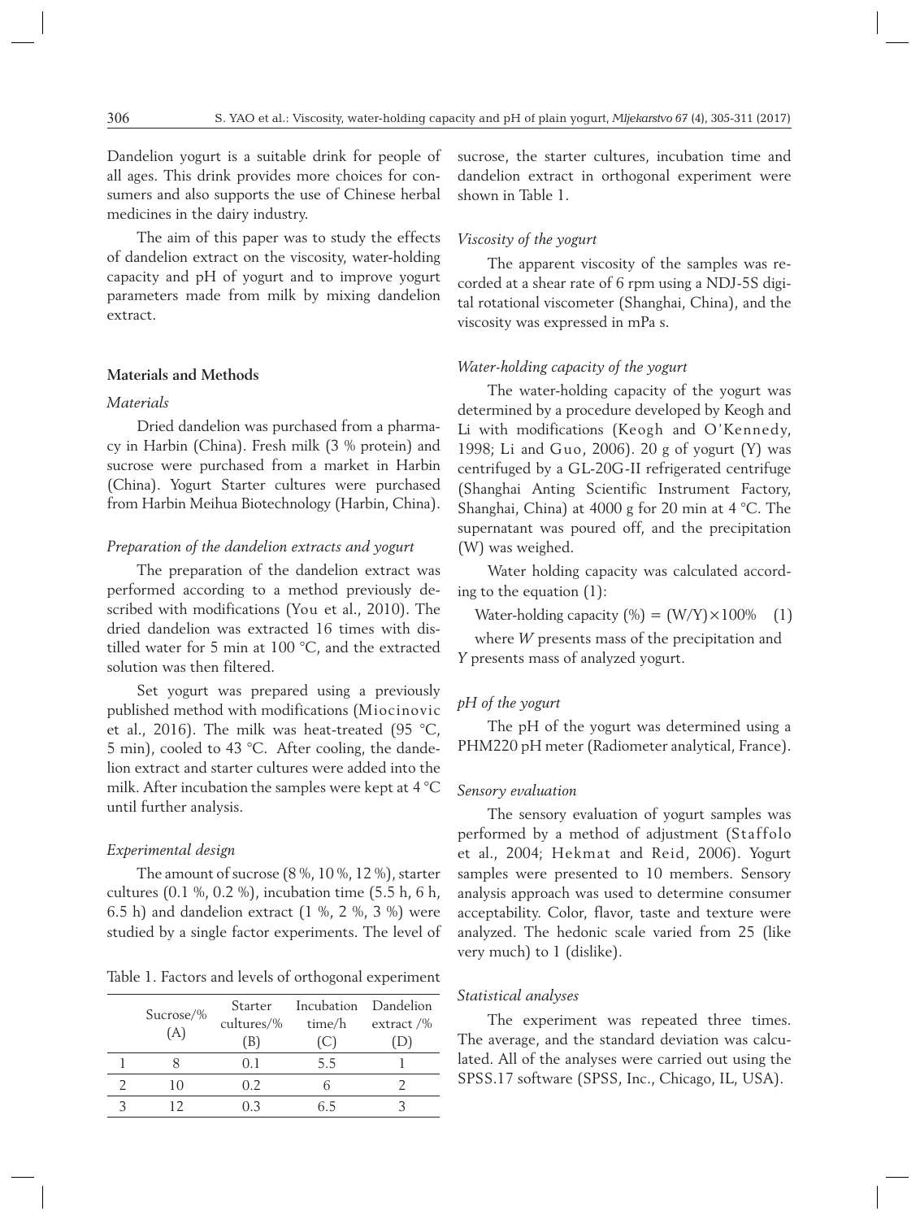Dandelion yogurt is a suitable drink for people of all ages. This drink provides more choices for consumers and also supports the use of Chinese herbal medicines in the dairy industry.

The aim of this paper was to study the effects of dandelion extract on the viscosity, water-holding capacity and pH of yogurt and to improve yogurt parameters made from milk by mixing dandelion extract.

## Materials and Methods

### *Materials*

Dried dandelion was purchased from a pharmacy in Harbin (China). Fresh milk (3 % protein) and sucrose were purchased from a market in Harbin (China). Yogurt Starter cultures were purchased from Harbin Meihua Biotechnology (Harbin, China).

### *Preparation of the dandelion extracts and yogurt*

The preparation of the dandelion extract was performed according to a method previously described with modifications (You et al., 2010). The dried dandelion was extracted 16 times with distilled water for 5 min at 100 °C, and the extracted solution was then filtered.

Set yogurt was prepared using a previously published method with modifications (Miocinovic et al., 2016). The milk was heat-treated (95 °C, 5 min), cooled to 43 °C. After cooling, the dandelion extract and starter cultures were added into the milk. After incubation the samples were kept at 4 °C until further analysis.

### *Experimental design*

The amount of sucrose (8 %, 10 %, 12 %), starter cultures (0.1 %, 0.2 %), incubation time (5.5 h, 6 h, 6.5 h) and dandelion extract (1 %, 2 %, 3 %) were studied by a single factor experiments. The level of sucrose, the starter cultures, incubation time and dandelion extract in orthogonal experiment were shown in Table 1.

Table 1. Factors and levels of orthogonal experiment

| | Sucrose/% (A) | Starter cultures/% (B) | Incubation time/h (C) | Dandelion extract /% (D) |
|---|---|---|---|---|
| 1 | 8 | 0.1 | 5.5 | 1 |
| 2 | 10 | 0.2 | 6 | 2 |
| 3 | 12 | 0.3 | 6.5 | 3 |

### *Viscosity of the yogurt*

The apparent viscosity of the samples was recorded at a shear rate of 6 rpm using a NDJ-5S digital rotational viscometer (Shanghai, China), and the viscosity was expressed in mPa s.

### *Water-holding capacity of the yogurt*

The water-holding capacity of the yogurt was determined by a procedure developed by Keogh and Li with modifications (Keogh and O'Kennedy, 1998; Li and Guo, 2006). 20 g of yogurt (Y) was centrifuged by a GL-20G-II refrigerated centrifuge (Shanghai Anting Scientific Instrument Factory, Shanghai, China) at 4000 g for 20 min at 4 °C. The supernatant was poured off, and the precipitation (W) was weighed.

Water holding capacity was calculated according to the equation (1):

$$\text{Water-holding capacity (\%)} = (W/Y)\times 100\% \quad (1)$$

where $W$ presents mass of the precipitation and $Y$ presents mass of analyzed yogurt.

### *pH of the yogurt*

The pH of the yogurt was determined using a PHM220 pH meter (Radiometer analytical, France).

### *Sensory evaluation*

The sensory evaluation of yogurt samples was performed by a method of adjustment (Staffolo et al., 2004; Hekmat and Reid, 2006). Yogurt samples were presented to 10 members. Sensory analysis approach was used to determine consumer acceptability. Color, flavor, taste and texture were analyzed. The hedonic scale varied from 25 (like very much) to 1 (dislike).

### *Statistical analyses*

The experiment was repeated three times. The average, and the standard deviation was calculated. All of the analyses were carried out using the SPSS.17 software (SPSS, Inc., Chicago, IL, USA).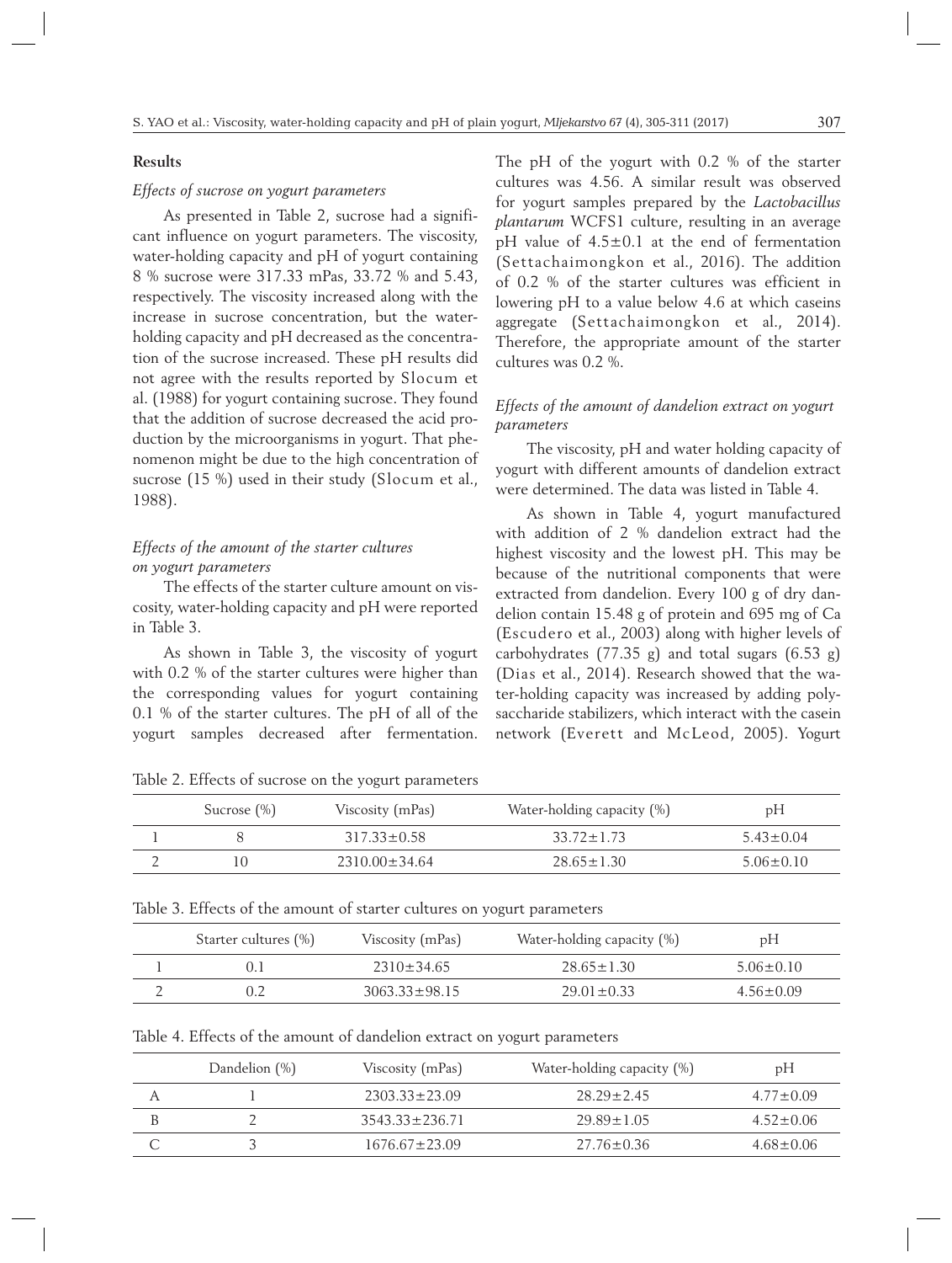## Results

### *Effects of sucrose on yogurt parameters*

As presented in Table 2, sucrose had a significant influence on yogurt parameters. The viscosity, water-holding capacity and pH of yogurt containing 8 % sucrose were 317.33 mPas, 33.72 % and 5.43, respectively. The viscosity increased along with the increase in sucrose concentration, but the water-holding capacity and pH decreased as the concentration of the sucrose increased. These pH results did not agree with the results reported by Slocum et al. (1988) for yogurt containing sucrose. They found that the addition of sucrose decreased the acid production by the microorganisms in yogurt. That phenomenon might be due to the high concentration of sucrose (15 %) used in their study (Slocum et al., 1988).

### *Effects of the amount of the starter cultures on yogurt parameters*

The effects of the starter culture amount on viscosity, water-holding capacity and pH were reported in Table 3.

As shown in Table 3, the viscosity of yogurt with 0.2 % of the starter cultures were higher than the corresponding values for yogurt containing 0.1 % of the starter cultures. The pH of all of the yogurt samples decreased after fermentation. The pH of the yogurt with 0.2 % of the starter cultures was 4.56. A similar result was observed for yogurt samples prepared by the *Lactobacillus plantarum* WCFS1 culture, resulting in an average pH value of 4.5±0.1 at the end of fermentation (Settachaimongkon et al., 2016). The addition of 0.2 % of the starter cultures was efficient in lowering pH to a value below 4.6 at which caseins aggregate (Settachaimongkon et al., 2014). Therefore, the appropriate amount of the starter cultures was 0.2 %.

### *Effects of the amount of dandelion extract on yogurt parameters*

The viscosity, pH and water holding capacity of yogurt with different amounts of dandelion extract were determined. The data was listed in Table 4.

As shown in Table 4, yogurt manufactured with addition of 2 % dandelion extract had the highest viscosity and the lowest pH. This may be because of the nutritional components that were extracted from dandelion. Every 100 g of dry dandelion contain 15.48 g of protein and 695 mg of Ca (Escudero et al., 2003) along with higher levels of carbohydrates (77.35 g) and total sugars (6.53 g) (Dias et al., 2014). Research showed that the water-holding capacity was increased by adding polysaccharide stabilizers, which interact with the casein network (Everett and McLeod, 2005). Yogurt

Table 2. Effects of sucrose on the yogurt parameters

| | Sucrose (%) | Viscosity (mPas) | Water-holding capacity (%) | pH |
|---|---|---|---|---|
| 1 | 8 | 317.33±0.58 | 33.72±1.73 | 5.43±0.04 |
| 2 | 10 | 2310.00±34.64 | 28.65±1.30 | 5.06±0.10 |

Table 3. Effects of the amount of starter cultures on yogurt parameters

| | Starter cultures (%) | Viscosity (mPas) | Water-holding capacity (%) | pH |
|---|---|---|---|---|
| 1 | 0.1 | 2310±34.65 | 28.65±1.30 | 5.06±0.10 |
| 2 | 0.2 | 3063.33±98.15 | 29.01±0.33 | 4.56±0.09 |

Table 4. Effects of the amount of dandelion extract on yogurt parameters

| | Dandelion (%) | Viscosity (mPas) | Water-holding capacity (%) | pH |
|---|---|---|---|---|
| A | 1 | 2303.33±23.09 | 28.29±2.45 | 4.77±0.09 |
| B | 2 | 3543.33±236.71 | 29.89±1.05 | 4.52±0.06 |
| C | 3 | 1676.67±23.09 | 27.76±0.36 | 4.68±0.06 |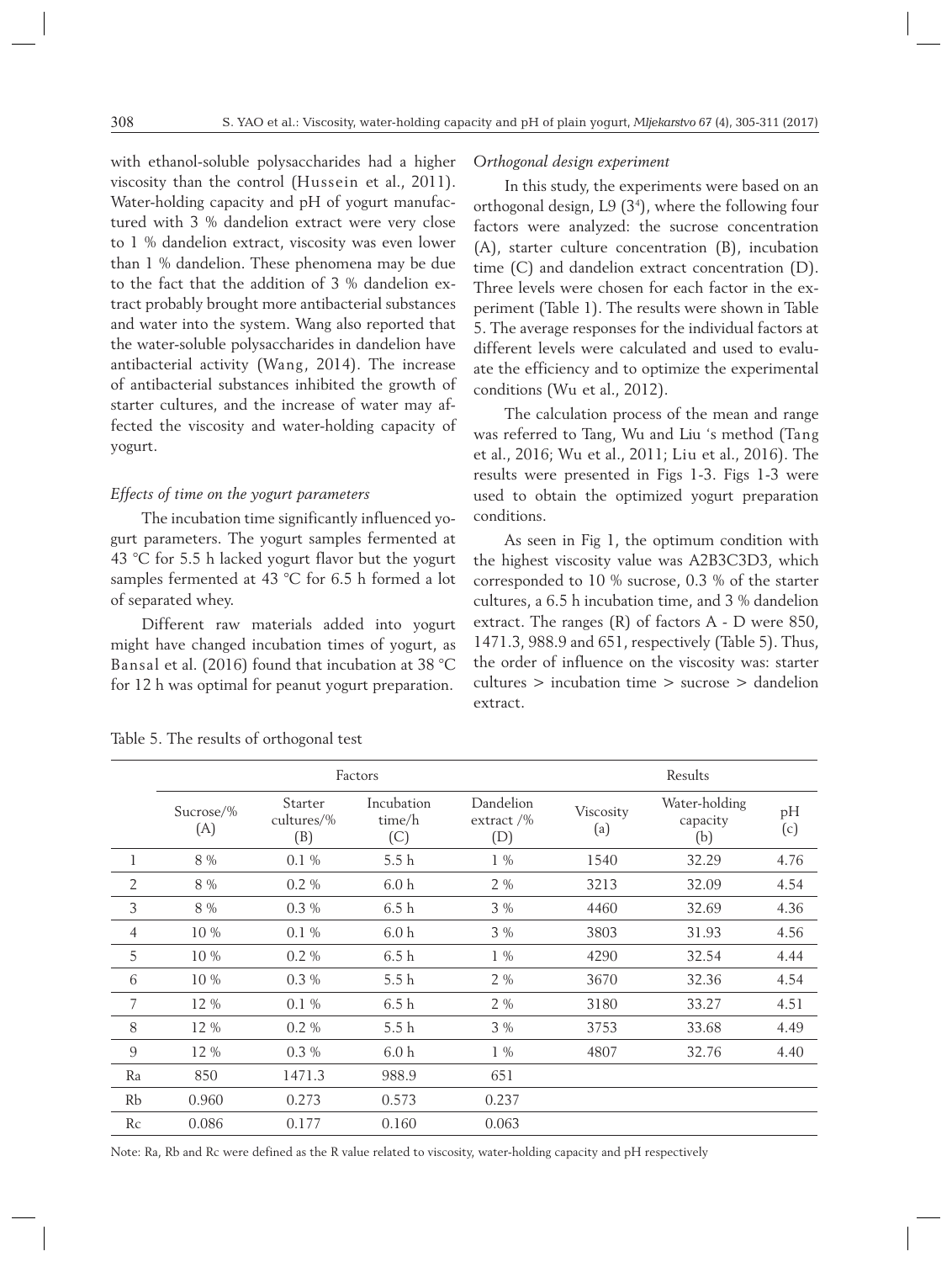with ethanol-soluble polysaccharides had a higher viscosity than the control (Hussein et al., 2011). Water-holding capacity and pH of yogurt manufactured with 3 % dandelion extract were very close to 1 % dandelion extract, viscosity was even lower than 1 % dandelion. These phenomena may be due to the fact that the addition of 3 % dandelion extract probably brought more antibacterial substances and water into the system. Wang also reported that the water-soluble polysaccharides in dandelion have antibacterial activity (Wang, 2014). The increase of antibacterial substances inhibited the growth of starter cultures, and the increase of water may affected the viscosity and water-holding capacity of yogurt.

*Effects of time on the yogurt parameters*

The incubation time significantly influenced yogurt parameters. The yogurt samples fermented at 43 °C for 5.5 h lacked yogurt flavor but the yogurt samples fermented at 43 °C for 6.5 h formed a lot of separated whey.

Different raw materials added into yogurt might have changed incubation times of yogurt, as Bansal et al. (2016) found that incubation at 38 °C for 12 h was optimal for peanut yogurt preparation.

*Orthogonal design experiment*

In this study, the experiments were based on an orthogonal design, L9 ($3^4$), where the following four factors were analyzed: the sucrose concentration (A), starter culture concentration (B), incubation time (C) and dandelion extract concentration (D). Three levels were chosen for each factor in the experiment (Table 1). The results were shown in Table 5. The average responses for the individual factors at different levels were calculated and used to evaluate the efficiency and to optimize the experimental conditions (Wu et al., 2012).

The calculation process of the mean and range was referred to Tang, Wu and Liu 's method (Tang et al., 2016; Wu et al., 2011; Liu et al., 2016). The results were presented in Figs 1-3. Figs 1-3 were used to obtain the optimized yogurt preparation conditions.

As seen in Fig 1, the optimum condition with the highest viscosity value was A2B3C3D3, which corresponded to 10 % sucrose, 0.3 % of the starter cultures, a 6.5 h incubation time, and 3 % dandelion extract. The ranges (R) of factors A - D were 850, 1471.3, 988.9 and 651, respectively (Table 5). Thus, the order of influence on the viscosity was: starter cultures > incubation time > sucrose > dandelion extract.

Table 5. The results of orthogonal test

| | Factors | | | | Results | | |
|---|---|---|---|---|---|---|---|
| | Sucrose/% (A) | Starter cultures/% (B) | Incubation time/h (C) | Dandelion extract /% (D) | Viscosity (a) | Water-holding capacity (b) | pH (c) |
| 1 | 8 % | 0.1 % | 5.5 h | 1 % | 1540 | 32.29 | 4.76 |
| 2 | 8 % | 0.2 % | 6.0 h | 2 % | 3213 | 32.09 | 4.54 |
| 3 | 8 % | 0.3 % | 6.5 h | 3 % | 4460 | 32.69 | 4.36 |
| 4 | 10 % | 0.1 % | 6.0 h | 3 % | 3803 | 31.93 | 4.56 |
| 5 | 10 % | 0.2 % | 6.5 h | 1 % | 4290 | 32.54 | 4.44 |
| 6 | 10 % | 0.3 % | 5.5 h | 2 % | 3670 | 32.36 | 4.54 |
| 7 | 12 % | 0.1 % | 6.5 h | 2 % | 3180 | 33.27 | 4.51 |
| 8 | 12 % | 0.2 % | 5.5 h | 3 % | 3753 | 33.68 | 4.49 |
| 9 | 12 % | 0.3 % | 6.0 h | 1 % | 4807 | 32.76 | 4.40 |
| Ra | 850 | 1471.3 | 988.9 | 651 | | | |
| Rb | 0.960 | 0.273 | 0.573 | 0.237 | | | |
| Rc | 0.086 | 0.177 | 0.160 | 0.063 | | | |

Note: Ra, Rb and Rc were defined as the R value related to viscosity, water-holding capacity and pH respectively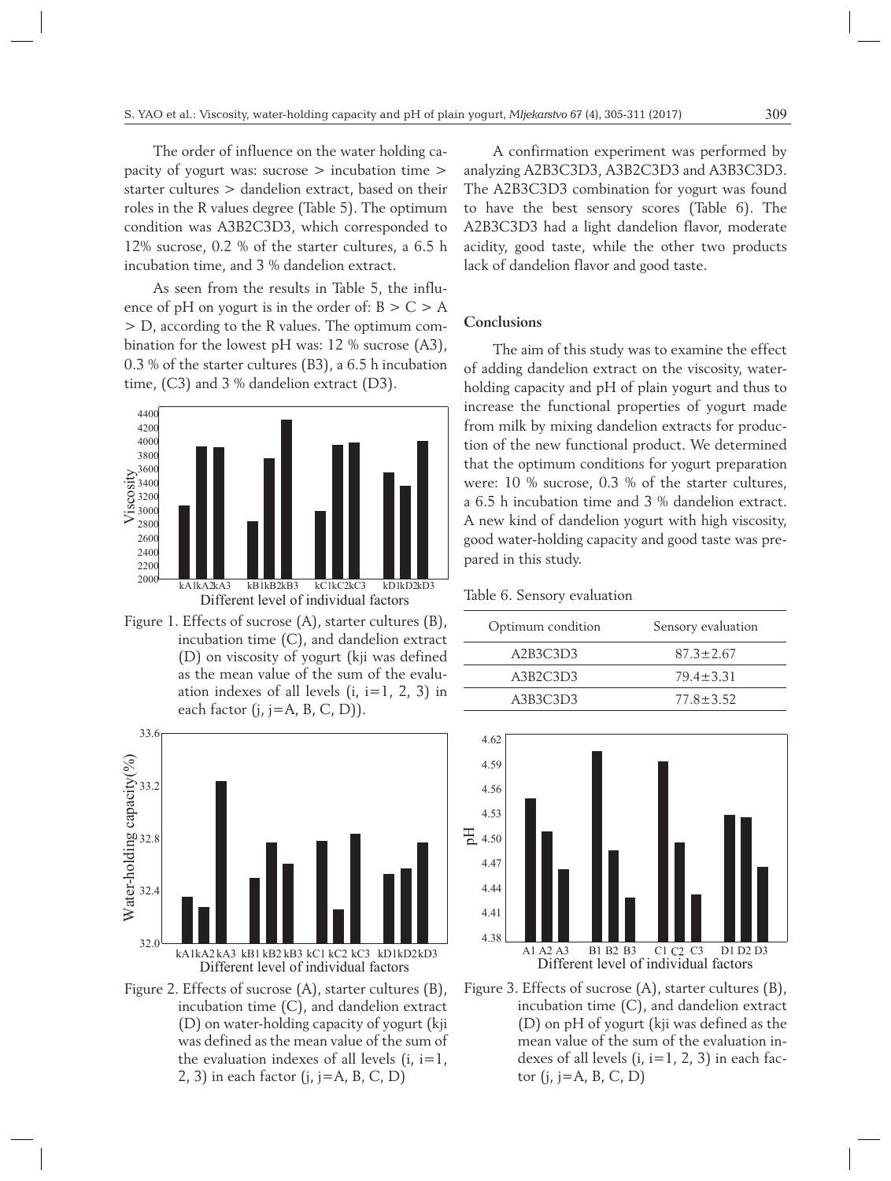The order of influence on the water holding capacity of yogurt was: sucrose > incubation time > starter cultures > dandelion extract, based on their roles in the R values degree (Table 5). The optimum condition was A3B2C3D3, which corresponded to 12% sucrose, 0.2 % of the starter cultures, a 6.5 h incubation time, and 3 % dandelion extract.

As seen from the results in Table 5, the influence of pH on yogurt is in the order of: B > C > A > D, according to the R values. The optimum combination for the lowest pH was: 12 % sucrose (A3), 0.3 % of the starter cultures (B3), a 6.5 h incubation time, (C3) and 3 % dandelion extract (D3).

Figure 1. Effects of sucrose (A), starter cultures (B), incubation time (C), and dandelion extract (D) on viscosity of yogurt (kji was defined as the mean value of the sum of the evaluation indexes of all levels (i, i=1, 2, 3) in each factor (j, j=A, B, C, D)).

Figure 2. Effects of sucrose (A), starter cultures (B), incubation time (C), and dandelion extract (D) on water-holding capacity of yogurt (kji was defined as the mean value of the sum of the evaluation indexes of all levels (i, i=1, 2, 3) in each factor (j, j=A, B, C, D)

A confirmation experiment was performed by analyzing A2B3C3D3, A3B2C3D3 and A3B3C3D3. The A2B3C3D3 combination for yogurt was found to have the best sensory scores (Table 6). The A2B3C3D3 had a light dandelion flavor, moderate acidity, good taste, while the other two products lack of dandelion flavor and good taste.

## Conclusions

The aim of this study was to examine the effect of adding dandelion extract on the viscosity, water-holding capacity and pH of plain yogurt and thus to increase the functional properties of yogurt made from milk by mixing dandelion extracts for production of the new functional product. We determined that the optimum conditions for yogurt preparation were: 10 % sucrose, 0.3 % of the starter cultures, a 6.5 h incubation time and 3 % dandelion extract. A new kind of dandelion yogurt with high viscosity, good water-holding capacity and good taste was prepared in this study.

Table 6. Sensory evaluation

| Optimum condition | Sensory evaluation |
|---|---|
| A2B3C3D3 | 87.3±2.67 |
| A3B2C3D3 | 79.4±3.31 |
| A3B3C3D3 | 77.8±3.52 |

Figure 3. Effects of sucrose (A), starter cultures (B), incubation time (C), and dandelion extract (D) on pH of yogurt (kji was defined as the mean value of the sum of the evaluation indexes of all levels (i, i=1, 2, 3) in each factor (j, j=A, B, C, D)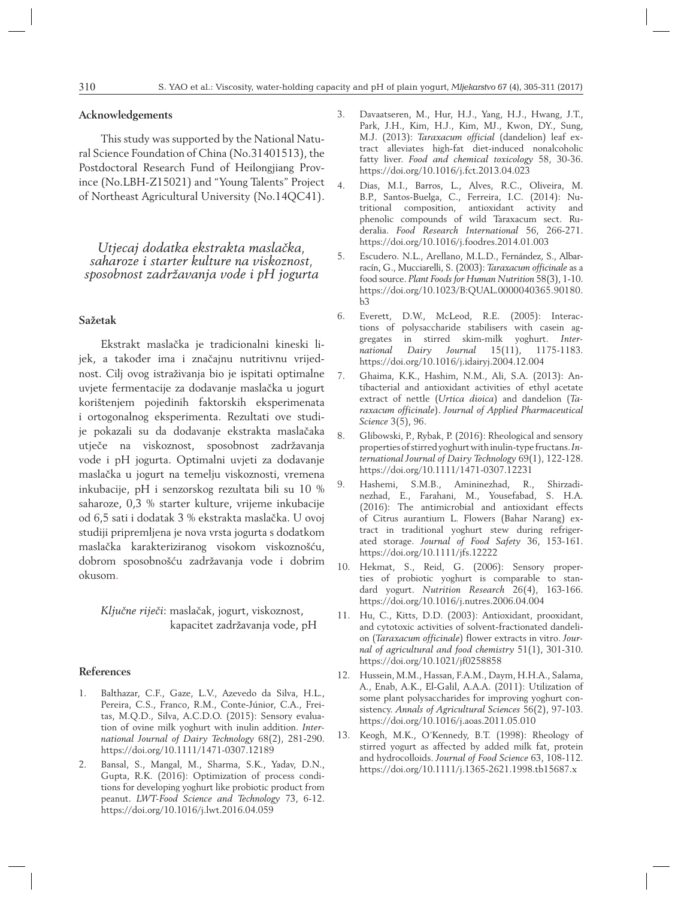## Acknowledgements

This study was supported by the National Natural Science Foundation of China (No.31401513), the Postdoctoral Research Fund of Heilongjiang Province (No.LBH-Z15021) and "Young Talents" Project of Northeast Agricultural University (No.14QC41).

## *Utjecaj dodatka ekstrakta maslačka, saharoze i starter kulture na viskoznost, sposobnost zadržavanja vode i pH jogurta*

### Sažetak

Ekstrakt maslačka je tradicionalni kineski lijek, a također ima i značajnu nutritivnu vrijednost. Cilj ovog istraživanja bio je ispitati optimalne uvjete fermentacije za dodavanje maslačka u jogurt korištenjem pojedinih faktorskih eksperimenata i ortogonalnog eksperimenta. Rezultati ove studije pokazali su da dodavanje ekstrakta maslačaka utječe na viskoznost, sposobnost zadržavanja vode i pH jogurta. Optimalni uvjeti za dodavanje maslačka u jogurt na temelju viskoznosti, vremena inkubacije, pH i senzorskog rezultata bili su 10 % saharoze, 0,3 % starter kulture, vrijeme inkubacije od 6,5 sati i dodatak 3 % ekstrakta maslačka. U ovoj studiji pripremljena je nova vrsta jogurta s dodatkom maslačka karakteriziranog visokom viskoznošću, dobrom sposobnošću zadržavanja vode i dobrim okusom.

*Ključne riječi*: maslačak, jogurt, viskoznost, kapacitet zadržavanja vode, pH

## References

1. Balthazar, C.F., Gaze, L.V., Azevedo da Silva, H.L., Pereira, C.S., Franco, R.M., Conte-Júnior, C.A., Freitas, M.Q.D., Silva, A.C.D.O. (2015): Sensory evaluation of ovine milk yoghurt with inulin addition. *International Journal of Dairy Technology* 68(2), 281-290. https://doi.org/10.1111/1471-0307.12189
2. Bansal, S., Mangal, M., Sharma, S.K., Yadav, D.N., Gupta, R.K. (2016): Optimization of process conditions for developing yoghurt like probiotic product from peanut. *LWT-Food Science and Technology* 73, 6-12. https://doi.org/10.1016/j.lwt.2016.04.059
3. Davaatseren, M., Hur, H.J., Yang, H.J., Hwang, J.T., Park, J.H., Kim, H.J., Kim, MJ., Kwon, DY., Sung, M.J. (2013): *Taraxacum official* (dandelion) leaf extract alleviates high-fat diet-induced nonalcoholic fatty liver. *Food and chemical toxicology* 58, 30-36. https://doi.org/10.1016/j.fct.2013.04.023
4. Dias, M.I., Barros, L., Alves, R.C., Oliveira, M. B.P., Santos-Buelga, C., Ferreira, I.C. (2014): Nutritional composition, antioxidant activity and phenolic compounds of wild Taraxacum sect. Ruderalia. *Food Research International* 56, 266-271. https://doi.org/10.1016/j.foodres.2014.01.003
5. Escudero. N.L., Arellano, M.L.D., Fernández, S., Albarracín, G., Mucciarelli, S. (2003): *Taraxacum officinale* as a food source. *Plant Foods for Human Nutrition* 58(3), 1-10. https://doi.org/10.1023/B:QUAL.0000040365.90180.b3
6. Everett, D.W., McLeod, R.E. (2005): Interactions of polysaccharide stabilisers with casein aggregates in stirred skim-milk yoghurt. *International Dairy Journal* 15(11), 1175-1183. https://doi.org/10.1016/j.idairyj.2004.12.004
7. Ghaima, K.K., Hashim, N.M., Ali, S.A. (2013): Antibacterial and antioxidant activities of ethyl acetate extract of nettle (*Urtica dioica*) and dandelion (*Taraxacum officinale*). *Journal of Applied Pharmaceutical Science* 3(5), 96.
8. Glibowski, P., Rybak, P. (2016): Rheological and sensory properties of stirred yoghurt with inulin-type fructans. *International Journal of Dairy Technology* 69(1), 122-128. https://doi.org/10.1111/1471-0307.12231
9. Hashemi, S.M.B., Amininezhad, R., Shirzadinezhad, E., Farahani, M., Yousefabad, S. H.A. (2016): The antimicrobial and antioxidant effects of Citrus aurantium L. Flowers (Bahar Narang) extract in traditional yoghurt stew during refrigerated storage. *Journal of Food Safety* 36, 153-161. https://doi.org/10.1111/jfs.12222
10. Hekmat, S., Reid, G. (2006): Sensory properties of probiotic yoghurt is comparable to standard yogurt. *Nutrition Research* 26(4), 163-166. https://doi.org/10.1016/j.nutres.2006.04.004
11. Hu, C., Kitts, D.D. (2003): Antioxidant, prooxidant, and cytotoxic activities of solvent-fractionated dandelion (*Taraxacum officinale*) flower extracts in vitro. *Journal of agricultural and food chemistry* 51(1), 301-310. https://doi.org/10.1021/jf0258858
12. Hussein, M.M., Hassan, F.A.M., Daym, H.H.A., Salama, A., Enab, A.K., El-Galil, A.A.A. (2011): Utilization of some plant polysaccharides for improving yoghurt consistency. *Annals of Agricultural Sciences* 56(2), 97-103. https://doi.org/10.1016/j.aoas.2011.05.010
13. Keogh, M.K., O'Kennedy, B.T. (1998): Rheology of stirred yogurt as affected by added milk fat, protein and hydrocolloids. *Journal of Food Science* 63, 108-112. https://doi.org/10.1111/j.1365-2621.1998.tb15687.x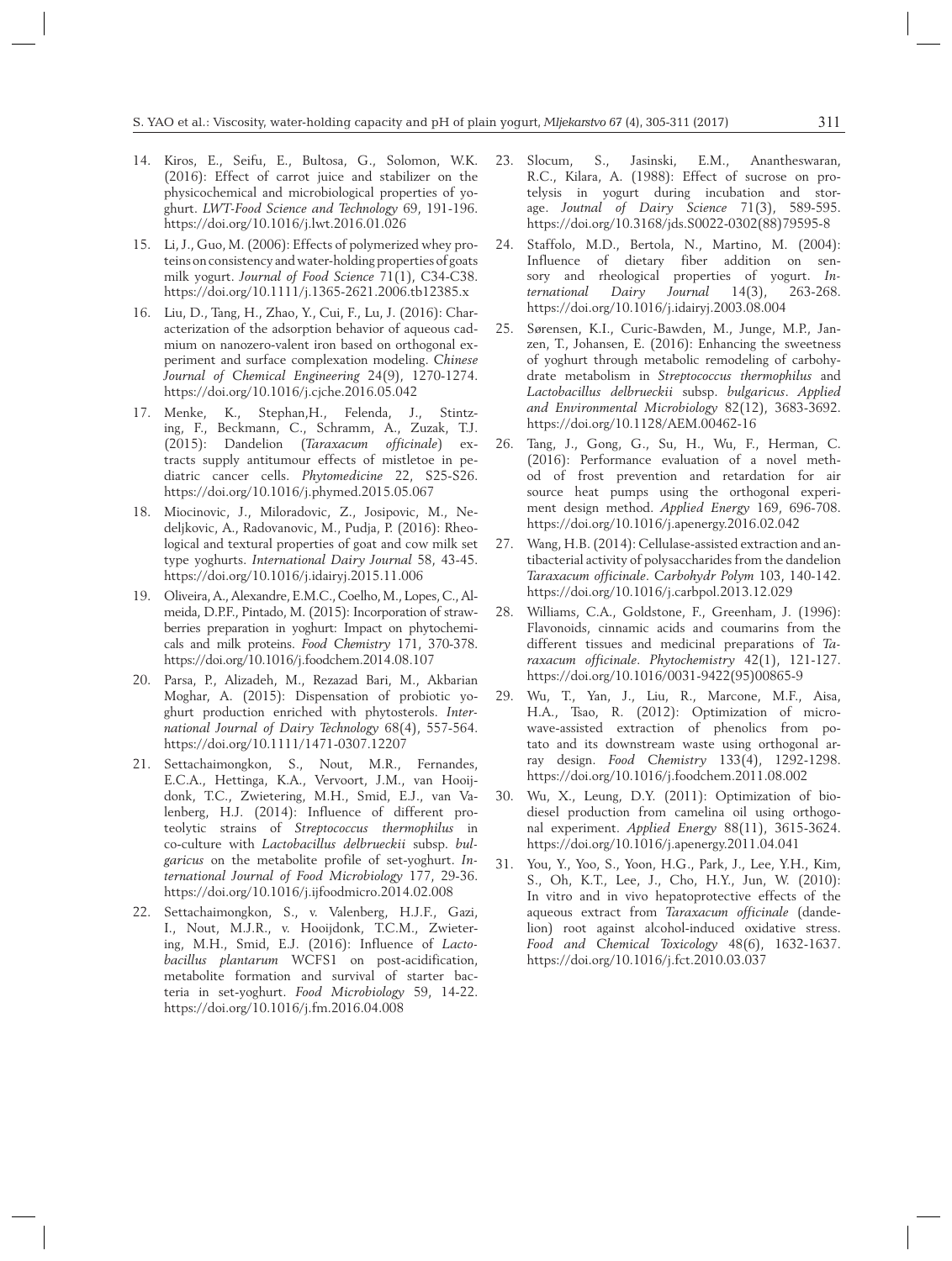14. Kiros, E., Seifu, E., Bultosa, G., Solomon, W.K. (2016): Effect of carrot juice and stabilizer on the physicochemical and microbiological properties of yoghurt. *LWT-Food Science and Technology* 69, 191-196. https://doi.org/10.1016/j.lwt.2016.01.026

15. Li, J., Guo, M. (2006): Effects of polymerized whey proteins on consistency and water-holding properties of goats milk yogurt. *Journal of Food Science* 71(1), C34-C38. https://doi.org/10.1111/j.1365-2621.2006.tb12385.x

16. Liu, D., Tang, H., Zhao, Y., Cui, F., Lu, J. (2016): Characterization of the adsorption behavior of aqueous cadmium on nanozero-valent iron based on orthogonal experiment and surface complexation modeling. *Chinese Journal of Chemical Engineering* 24(9), 1270-1274. https://doi.org/10.1016/j.cjche.2016.05.042

17. Menke, K., Stephan,H., Felenda, J., Stintzing, F., Beckmann, C., Schramm, A., Zuzak, T.J. (2015): Dandelion (*Taraxacum officinale*) extracts supply antitumour effects of mistletoe in pediatric cancer cells. *Phytomedicine* 22, S25-S26. https://doi.org/10.1016/j.phymed.2015.05.067

18. Miocinovic, J., Miloradovic, Z., Josipovic, M., Nedeljkovic, A., Radovanovic, M., Pudja, P. (2016): Rheological and textural properties of goat and cow milk set type yoghurts. *International Dairy Journal* 58, 43-45. https://doi.org/10.1016/j.idairyj.2015.11.006

19. Oliveira, A., Alexandre, E.M.C., Coelho, M., Lopes, C., Almeida, D.P.F., Pintado, M. (2015): Incorporation of strawberries preparation in yoghurt: Impact on phytochemicals and milk proteins. *Food Chemistry* 171, 370-378. https://doi.org/10.1016/j.foodchem.2014.08.107

20. Parsa, P., Alizadeh, M., Rezazad Bari, M., Akbarian Moghar, A. (2015): Dispensation of probiotic yoghurt production enriched with phytosterols. *International Journal of Dairy Technology* 68(4), 557-564. https://doi.org/10.1111/1471-0307.12207

21. Settachaimongkon, S., Nout, M.R., Fernandes, E.C.A., Hettinga, K.A., Vervoort, J.M., van Hooijdonk, T.C., Zwietering, M.H., Smid, E.J., van Valenberg, H.J. (2014): Influence of different proteolytic strains of *Streptococcus thermophilus* in co-culture with *Lactobacillus delbrueckii* subsp. *bulgaricus* on the metabolite profile of set-yoghurt. *International Journal of Food Microbiology* 177, 29-36. https://doi.org/10.1016/j.ijfoodmicro.2014.02.008

22. Settachaimongkon, S., v. Valenberg, H.J.F., Gazi, I., Nout, M.J.R., v. Hooijdonk, T.C.M., Zwietering, M.H., Smid, E.J. (2016): Influence of *Lactobacillus plantarum* WCFS1 on post-acidification, metabolite formation and survival of starter bacteria in set-yoghurt. *Food Microbiology* 59, 14-22. https://doi.org/10.1016/j.fm.2016.04.008

23. Slocum, S., Jasinski, E.M., Anantheswaran, R.C., Kilara, A. (1988): Effect of sucrose on protelysis in yogurt during incubation and storage. *Joutnal of Dairy Science* 71(3), 589-595. https://doi.org/10.3168/jds.S0022-0302(88)79595-8

24. Staffolo, M.D., Bertola, N., Martino, M. (2004): Influence of dietary fiber addition on sensory and rheological properties of yogurt. *International Dairy Journal* 14(3), 263-268. https://doi.org/10.1016/j.idairyj.2003.08.004

25. Sørensen, K.I., Curic-Bawden, M., Junge, M.P., Janzen, T., Johansen, E. (2016): Enhancing the sweetness of yoghurt through metabolic remodeling of carbohydrate metabolism in *Streptococcus thermophilus* and *Lactobacillus delbrueckii* subsp. *bulgaricus*. *Applied and Environmental Microbiology* 82(12), 3683-3692. https://doi.org/10.1128/AEM.00462-16

26. Tang, J., Gong, G., Su, H., Wu, F., Herman, C. (2016): Performance evaluation of a novel method of frost prevention and retardation for air source heat pumps using the orthogonal experiment design method. *Applied Energy* 169, 696-708. https://doi.org/10.1016/j.apenergy.2016.02.042

27. Wang, H.B. (2014): Cellulase-assisted extraction and antibacterial activity of polysaccharides from the dandelion *Taraxacum officinale*. *Carbohydr Polym* 103, 140-142. https://doi.org/10.1016/j.carbpol.2013.12.029

28. Williams, C.A., Goldstone, F., Greenham, J. (1996): Flavonoids, cinnamic acids and coumarins from the different tissues and medicinal preparations of *Taraxacum officinale*. *Phytochemistry* 42(1), 121-127. https://doi.org/10.1016/0031-9422(95)00865-9

29. Wu, T., Yan, J., Liu, R., Marcone, M.F., Aisa, H.A., Tsao, R. (2012): Optimization of microwave-assisted extraction of phenolics from potato and its downstream waste using orthogonal array design. *Food Chemistry* 133(4), 1292-1298. https://doi.org/10.1016/j.foodchem.2011.08.002

30. Wu, X., Leung, D.Y. (2011): Optimization of biodiesel production from camelina oil using orthogonal experiment. *Applied Energy* 88(11), 3615-3624. https://doi.org/10.1016/j.apenergy.2011.04.041

31. You, Y., Yoo, S., Yoon, H.G., Park, J., Lee, Y.H., Kim, S., Oh, K.T., Lee, J., Cho, H.Y., Jun, W. (2010): In vitro and in vivo hepatoprotective effects of the aqueous extract from *Taraxacum officinale* (dandelion) root against alcohol-induced oxidative stress. *Food and Chemical Toxicology* 48(6), 1632-1637. https://doi.org/10.1016/j.fct.2010.03.037